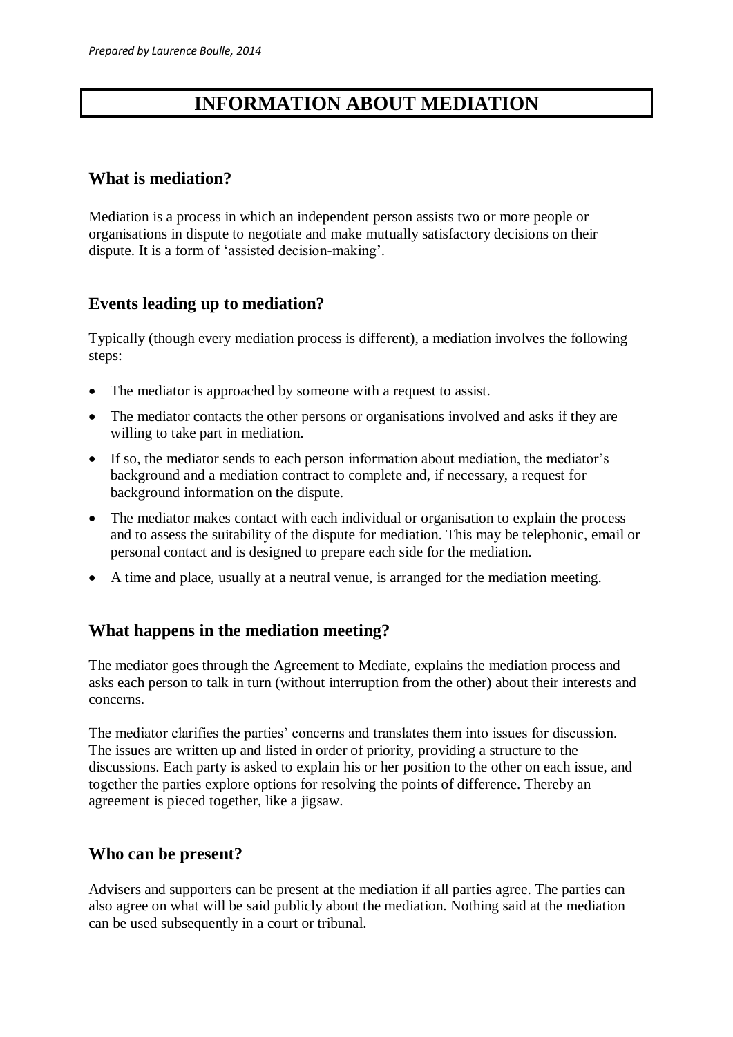*Prepared by Laurence Boulle, 2014*

# INFORMATION ABOUT MEDIATION

## What is mediation?

Mediation is a process in which an independent person assists two or more people or organisations in dispute to negotiate and make mutually satisfactory decisions on their dispute. It is a form of 'assisted decision-making'.

## Events leading up to mediation?

Typically (though every mediation process is different), a mediation involves the following steps:

- The mediator is approached by someone with a request to assist.
- The mediator contacts the other persons or organisations involved and asks if they are willing to take part in mediation.
- If so, the mediator sends to each person information about mediation, the mediator's background and a mediation contract to complete and, if necessary, a request for background information on the dispute.
- The mediator makes contact with each individual or organisation to explain the process and to assess the suitability of the dispute for mediation. This may be telephonic, email or personal contact and is designed to prepare each side for the mediation.
- A time and place, usually at a neutral venue, is arranged for the mediation meeting.

## What happens in the mediation meeting?

The mediator goes through the Agreement to Mediate, explains the mediation process and asks each person to talk in turn (without interruption from the other) about their interests and concerns.

The mediator clarifies the parties' concerns and translates them into issues for discussion. The issues are written up and listed in order of priority, providing a structure to the discussions. Each party is asked to explain his or her position to the other on each issue, and together the parties explore options for resolving the points of difference. Thereby an agreement is pieced together, like a jigsaw.

## Who can be present?

Advisers and supporters can be present at the mediation if all parties agree. The parties can also agree on what will be said publicly about the mediation. Nothing said at the mediation can be used subsequently in a court or tribunal.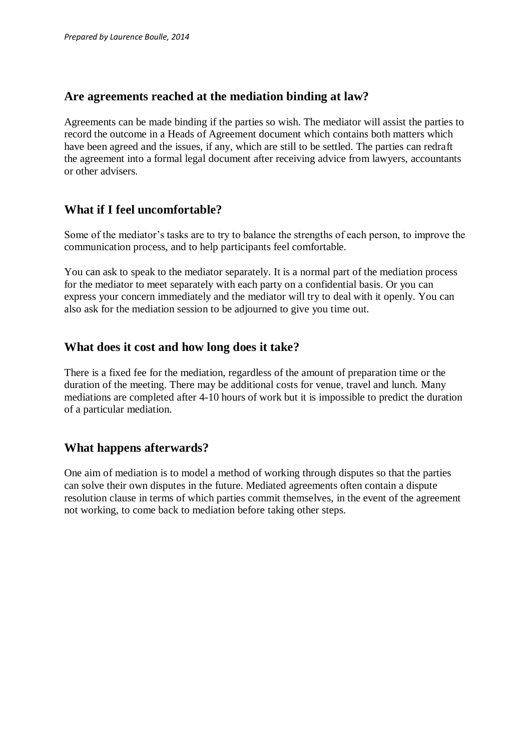## Are agreements reached at the mediation binding at law?

Agreements can be made binding if the parties so wish. The mediator will assist the parties to record the outcome in a Heads of Agreement document which contains both matters which have been agreed and the issues, if any, which are still to be settled. The parties can redraft the agreement into a formal legal document after receiving advice from lawyers, accountants or other advisers.

## What if I feel uncomfortable?

Some of the mediator's tasks are to try to balance the strengths of each person, to improve the communication process, and to help participants feel comfortable.

You can ask to speak to the mediator separately. It is a normal part of the mediation process for the mediator to meet separately with each party on a confidential basis. Or you can express your concern immediately and the mediator will try to deal with it openly. You can also ask for the mediation session to be adjourned to give you time out.

## What does it cost and how long does it take?

There is a fixed fee for the mediation, regardless of the amount of preparation time or the duration of the meeting. There may be additional costs for venue, travel and lunch. Many mediations are completed after 4-10 hours of work but it is impossible to predict the duration of a particular mediation.

## What happens afterwards?

One aim of mediation is to model a method of working through disputes so that the parties can solve their own disputes in the future. Mediated agreements often contain a dispute resolution clause in terms of which parties commit themselves, in the event of the agreement not working, to come back to mediation before taking other steps.